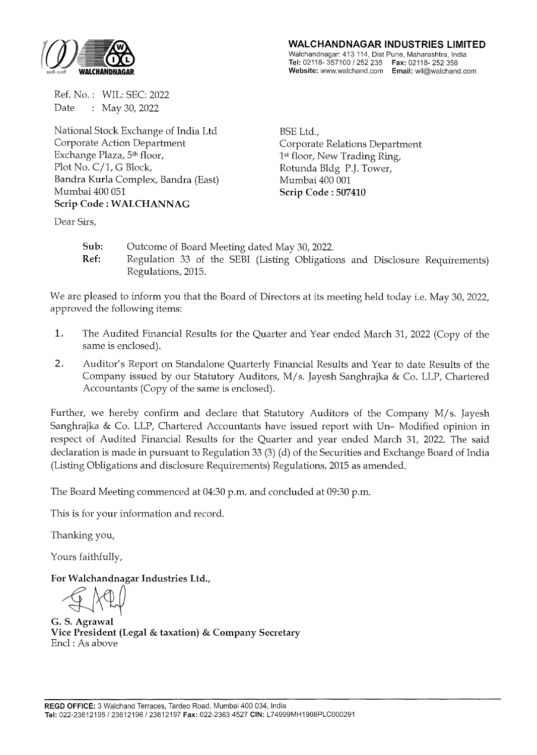**WALCHANDNAGAR INDUSTRIES LIMITED**
Walchandnagar: 413 114, Dist Pune, Maharashtra, India
**Tel:** 02118- 357100 / 252 235 **Fax:** 02118- 252 358
**Website:** www.walchand.com **Email:** wil@walchand.com

Ref. No. : WIL: SEC: 2022
Date : May 30, 2022

National Stock Exchange of India Ltd
Corporate Action Department
Exchange Plaza, 5th floor,
Plot No. C/1, G Block,
Bandra Kurla Complex, Bandra (East)
Mumbai 400 051
**Scrip Code : WALCHANNAG**

BSE Ltd.,
Corporate Relations Department
1st floor, New Trading Ring,
Rotunda Bldg P.J. Tower,
Mumbai 400 001
**Scrip Code : 507410**

Dear Sirs,

**Sub:** Outcome of Board Meeting dated May 30, 2022.
**Ref:** Regulation 33 of the SEBI (Listing Obligations and Disclosure Requirements) Regulations, 2015.

We are pleased to inform you that the Board of Directors at its meeting held today i.e. May 30, 2022, approved the following items:

1. The Audited Financial Results for the Quarter and Year ended March 31, 2022 (Copy of the same is enclosed).
2. Auditor's Report on Standalone Quarterly Financial Results and Year to date Results of the Company issued by our Statutory Auditors, M/s. Jayesh Sanghrajka & Co. LLP, Chartered Accountants (Copy of the same is enclosed).

Further, we hereby confirm and declare that Statutory Auditors of the Company M/s. Jayesh Sanghrajka & Co. LLP, Chartered Accountants have issued report with Un- Modified opinion in respect of Audited Financial Results for the Quarter and year ended March 31, 2022. The said declaration is made in pursuant to Regulation 33 (3) (d) of the Securities and Exchange Board of India (Listing Obligations and disclosure Requirements) Regulations, 2015 as amended.

The Board Meeting commenced at 04:30 p.m. and concluded at 09:30 p.m.

This is for your information and record.

Thanking you,

Yours faithfully,

**For Walchandnagar Industries Ltd.,**

**G. S. Agrawal**
**Vice President (Legal & taxation) & Company Secretary**
Encl : As above

**REGD OFFICE:** 3 Walchand Terraces, Tardeo Road, Mumbai 400 034, India
**Tel:** 022-23612195 / 23612196 / 23612197 **Fax:** 022-2363 4527 **CIN:** L74999MH1908PLC000291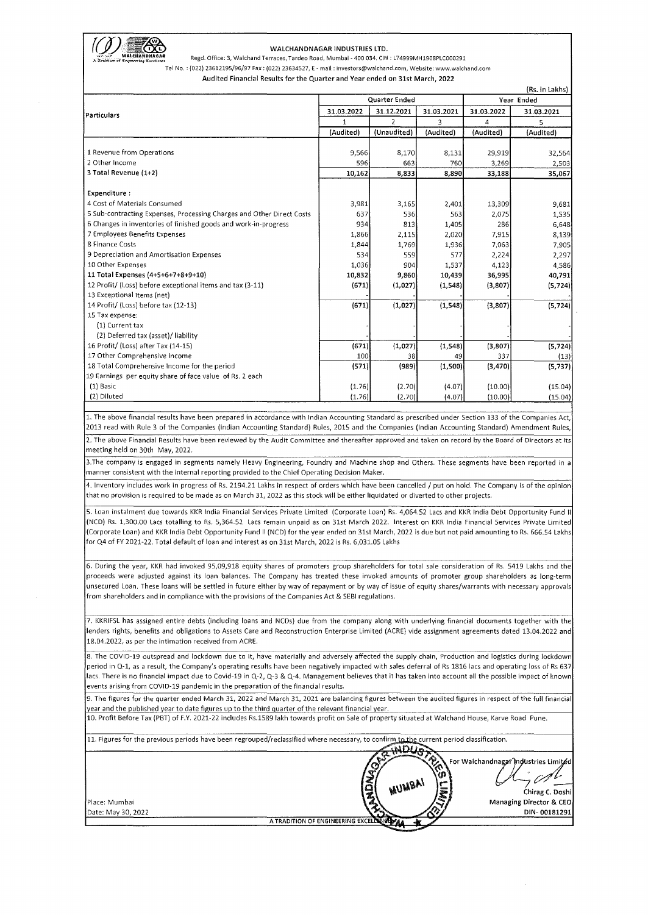**WALCHANDNAGAR INDUSTRIES LTD.**

Regd. Office: 3, Walchand Terraces, Tardeo Road, Mumbai - 400 034. CIN : L74999MH1908PLC000291

Tel No. : (022) 23612195/96/97 Fax : (022) 23634527, E - mail : investors@walchand.com, Website: www.walchand.com

**Audited Financial Results for the Quarter and Year ended on 31st March, 2022**

(Rs. in Lakhs)

| Particulars | Quarter Ended | | | Year Ended | |
|---|---|---|---|---|---|
| | 31.03.2022 | 31.12.2021 | 31.03.2021 | 31.03.2022 | 31.03.2021 |
| | 1 | 2 | 3 | 4 | 5 |
| | (Audited) | (Unaudited) | (Audited) | (Audited) | (Audited) |
| 1 Revenue from Operations | 9,566 | 8,170 | 8,131 | 29,919 | 32,564 |
| 2 Other Income | 596 | 663 | 760 | 3,269 | 2,503 |
| **3 Total Revenue (1+2)** | **10,162** | **8,833** | **8,890** | **33,188** | **35,067** |
| Expenditure : | | | | | |
| 4 Cost of Materials Consumed | 3,981 | 3,165 | 2,401 | 13,309 | 9,681 |
| 5 Sub-contracting Expenses, Processing Charges and Other Direct Costs | 637 | 536 | 563 | 2,075 | 1,535 |
| 6 Changes in inventories of finished goods and work-in-progress | 934 | 813 | 1,405 | 286 | 6,648 |
| 7 Employees Benefits Expenses | 1,866 | 2,115 | 2,020 | 7,915 | 8,139 |
| 8 Finance Costs | 1,844 | 1,769 | 1,936 | 7,063 | 7,905 |
| 9 Depreciation and Amortisation Expenses | 534 | 559 | 577 | 2,224 | 2,297 |
| 10 Other Expenses | 1,036 | 904 | 1,537 | 4,123 | 4,586 |
| **11 Total Expenses (4+5+6+7+8+9+10)** | **10,832** | **9,860** | **10,439** | **36,995** | **40,791** |
| 12 Profit/ (Loss) before exceptional items and tax (3-11) | (671) | (1,027) | (1,548) | (3,807) | (5,724) |
| 13 Exceptional Items (net) | - | - | - | - | - |
| 14 Profit/ (Loss) before tax (12-13) | (671) | (1,027) | (1,548) | (3,807) | (5,724) |
| 15 Tax expense: | | | | | |
| (1) Current tax | - | - | - | - | - |
| (2) Deferred tax (asset)/ liability | - | - | - | - | - |
| 16 Profit/ (Loss) after Tax (14-15) | (671) | (1,027) | (1,548) | (3,807) | (5,724) |
| 17 Other Comprehensive Income | 100 | 38 | 49 | 337 | (13) |
| **18 Total Comprehensive Income for the period** | **(571)** | **(989)** | **(1,500)** | **(3,470)** | **(5,737)** |
| 19 Earnings per equity share of face value of Rs. 2 each | | | | | |
| (1) Basic | (1.76) | (2.70) | (4.07) | (10.00) | (15.04) |
| (2) Diluted | (1.76) | (2.70) | (4.07) | (10.00) | (15.04) |

1. The above financial results have been prepared in accordance with Indian Accounting Standard as prescribed under Section 133 of the Companies Act, 2013 read with Rule 3 of the Companies (Indian Accounting Standard) Rules, 2015 and the Companies (Indian Accounting Standard) Amendment Rules,

2. The above Financial Results have been reviewed by the Audit Committee and thereafter approved and taken on record by the Board of Directors at its meeting held on 30th May, 2022.

3.The company is engaged in segments namely Heavy Engineering, Foundry and Machine shop and Others. These segments have been reported in a manner consistent with the internal reporting provided to the Chief Operating Decision Maker.

4. Inventory includes work in progress of Rs. 2194.21 Lakhs in respect of orders which have been cancelled / put on hold. The Company is of the opinion that no provision is required to be made as on March 31, 2022 as this stock will be either liquidated or diverted to other projects.

5. Loan instalment due towards KKR India Financial Services Private Limited (Corporate Loan) Rs. 4,064.52 Lacs and KKR India Debt Opportunity Fund II (NCD) Rs. 1,300.00 Lacs totalling to Rs. 5,364.52 Lacs remain unpaid as on 31st March 2022. Interest on KKR India Financial Services Private Limited (Corporate Loan) and KKR India Debt Opportunity Fund II (NCD) for the year ended on 31st March, 2022 is due but not paid amounting to Rs. 666.54 Lakhs for Q4 of FY 2021-22. Total default of loan and interest as on 31st March, 2022 is Rs. 6,031.05 Lakhs

6. During the year, KKR had invoked 95,09,918 equity shares of promoters group shareholders for total sale consideration of Rs. 5419 Lakhs and the proceeds were adjusted against its loan balances. The Company has treated these invoked amounts of promoter group shareholders as long-term unsecured Loan. These loans will be settled in future either by way of repayment or by way of issue of equity shares/warrants with necessary approvals from shareholders and in compliance with the provisions of the Companies Act & SEBI regulations.

7. KKRIFSL has assigned entire debts (including loans and NCDs) due from the company along with underlying financial documents together with the lenders rights, benefits and obligations to Assets Care and Reconstruction Enterprise Limited (ACRE) vide assignment agreements dated 13.04.2022 and 18.04.2022, as per the intimation received from ACRE.

8. The COVID-19 outspread and lockdown due to it, have materially and adversely affected the supply chain, Production and logistics during lockdown period in Q-1, as a result, the Company's operating results have been negatively impacted with sales deferral of Rs 1816 lacs and operating loss of Rs 637 lacs. There is no financial impact due to Covid-19 in Q-2, Q-3 & Q-4. Management believes that it has taken into account all the possible impact of known events arising from COVID-19 pandemic in the preparation of the financial results.

9. The figures for the quarter ended March 31, 2022 and March 31, 2021 are balancing figures between the audited figures in respect of the full financial year and the published year to date figures up to the third quarter of the relevant financial year.

10. Profit Before Tax (PBT) of F.Y. 2021-22 includes Rs.1589 lakh towards profit on Sale of property situated at Walchand House, Karve Road Pune.

11. Figures for the previous periods have been regrouped/reclassified where necessary, to confirm to the current period classification.

For Walchandnagar Industries Limited

Chirag C. Doshi
Managing Director & CEO
DIN- 00181291

Place: Mumbai
Date: May 30, 2022

A TRADITION OF ENGINEERING EXCELLENCE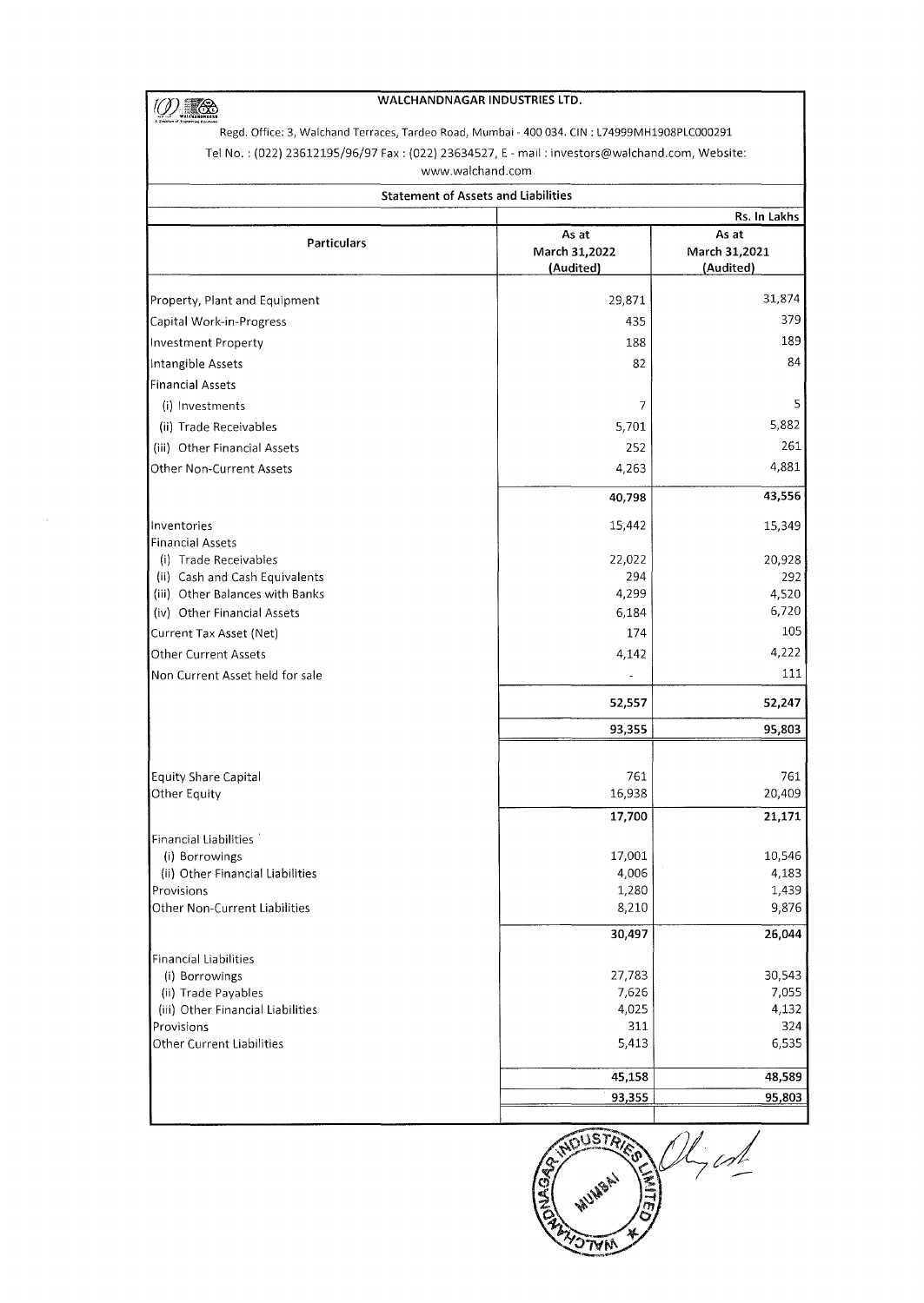# WALCHANDNAGAR INDUSTRIES LTD.

Regd. Office: 3, Walchand Terraces, Tardeo Road, Mumbai - 400 034. CIN : L74999MH1908PLC000291

Tel No. : (022) 23612195/96/97 Fax : (022) 23634527, E - mail : investors@walchand.com, Website: www.walchand.com

## Statement of Assets and Liabilities

Rs. In Lakhs

| Particulars | As at March 31,2022 (Audited) | As at March 31,2021 (Audited) |
|---|---|---|
| Property, Plant and Equipment | 29,871 | 31,874 |
| Capital Work-in-Progress | 435 | 379 |
| Investment Property | 188 | 189 |
| Intangible Assets | 82 | 84 |
| Financial Assets | | |
| (i) Investments | 7 | 5 |
| (ii) Trade Receivables | 5,701 | 5,882 |
| (iii) Other Financial Assets | 252 | 261 |
| Other Non-Current Assets | 4,263 | 4,881 |
| | **40,798** | **43,556** |
| Inventories | 15,442 | 15,349 |
| Financial Assets | | |
| (i) Trade Receivables | 22,022 | 20,928 |
| (ii) Cash and Cash Equivalents | 294 | 292 |
| (iii) Other Balances with Banks | 4,299 | 4,520 |
| (iv) Other Financial Assets | 6,184 | 6,720 |
| Current Tax Asset (Net) | 174 | 105 |
| Other Current Assets | 4,142 | 4,222 |
| Non Current Asset held for sale | - | 111 |
| | **52,557** | **52,247** |
| | **93,355** | **95,803** |
| Equity Share Capital | 761 | 761 |
| Other Equity | 16,938 | 20,409 |
| | **17,700** | **21,171** |
| Financial Liabilities | | |
| (i) Borrowings | 17,001 | 10,546 |
| (ii) Other Financial Liabilities | 4,006 | 4,183 |
| Provisions | 1,280 | 1,439 |
| Other Non-Current Liabilities | 8,210 | 9,876 |
| | **30,497** | **26,044** |
| Financial Liabilities | | |
| (i) Borrowings | 27,783 | 30,543 |
| (ii) Trade Payables | 7,626 | 7,055 |
| (iii) Other Financial Liabilities | 4,025 | 4,132 |
| Provisions | 311 | 324 |
| Other Current Liabilities | 5,413 | 6,535 |
| | **45,158** | **48,589** |
| | 93,355 | 95,803 |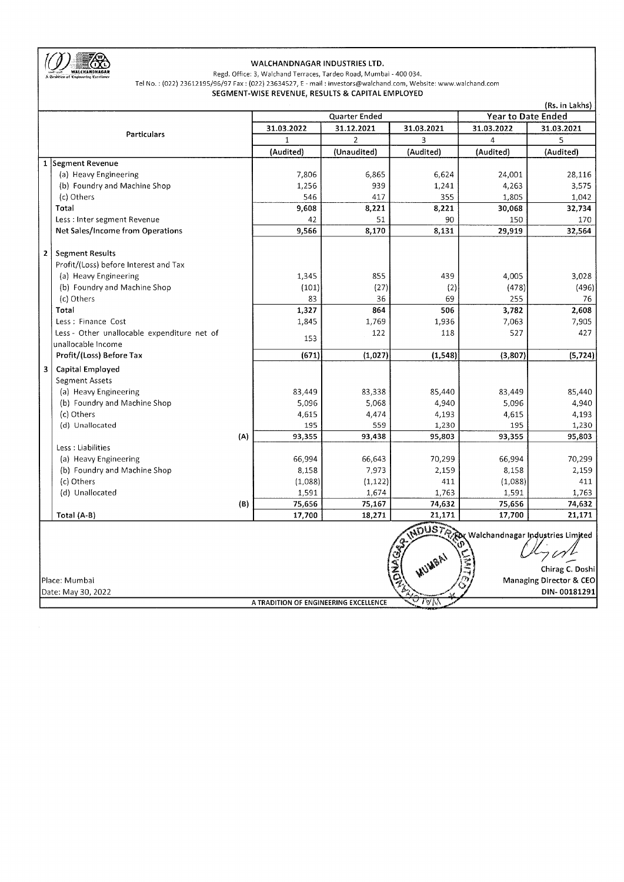**WALCHANDNAGAR INDUSTRIES LTD.**

Regd. Office: 3, Walchand Terraces, Tardeo Road, Mumbai - 400 034.

Tel No. : (022) 23612195/96/97 Fax : (022) 23634527, E - mail : investors@walchand.com, Website: www.walchand.com

**SEGMENT-WISE REVENUE, RESULTS & CAPITAL EMPLOYED**

(Rs. in Lakhs)

| | Particulars | | Quarter Ended | | | Year to Date Ended | |
|---|---|---|---|---|---|---|---|
| | | | 31.03.2022 | 31.12.2021 | 31.03.2021 | 31.03.2022 | 31.03.2021 |
| | | | 1 | 2 | 3 | 4 | 5 |
| | | | (Audited) | (Unaudited) | (Audited) | (Audited) | (Audited) |
| 1 | **Segment Revenue** | | | | | | |
| | (a) Heavy Engineering | | 7,806 | 6,865 | 6,624 | 24,001 | 28,116 |
| | (b) Foundry and Machine Shop | | 1,256 | 939 | 1,241 | 4,263 | 3,575 |
| | (c) Others | | 546 | 417 | 355 | 1,805 | 1,042 |
| | **Total** | | **9,608** | **8,221** | **8,221** | **30,068** | **32,734** |
| | Less : Inter segment Revenue | | 42 | 51 | 90 | 150 | 170 |
| | **Net Sales/Income from Operations** | | **9,566** | **8,170** | **8,131** | **29,919** | **32,564** |
| 2 | **Segment Results** | | | | | | |
| | Profit/(Loss) before Interest and Tax | | | | | | |
| | (a) Heavy Engineering | | 1,345 | 855 | 439 | 4,005 | 3,028 |
| | (b) Foundry and Machine Shop | | (101) | (27) | (2) | (478) | (496) |
| | (c) Others | | 83 | 36 | 69 | 255 | 76 |
| | **Total** | | **1,327** | **864** | **506** | **3,782** | **2,608** |
| | Less : Finance Cost | | 1,845 | 1,769 | 1,936 | 7,063 | 7,905 |
| | Less - Other unallocable expenditure net of unallocable Income | | 153 | 122 | 118 | 527 | 427 |
| | **Profit/(Loss) Before Tax** | | **(671)** | **(1,027)** | **(1,548)** | **(3,807)** | **(5,724)** |
| 3 | **Capital Employed** | | | | | | |
| | Segment Assets | | | | | | |
| | (a) Heavy Engineering | | 83,449 | 83,338 | 85,440 | 83,449 | 85,440 |
| | (b) Foundry and Machine Shop | | 5,096 | 5,068 | 4,940 | 5,096 | 4,940 |
| | (c) Others | | 4,615 | 4,474 | 4,193 | 4,615 | 4,193 |
| | (d) Unallocated | | 195 | 559 | 1,230 | 195 | 1,230 |
| | | (A) | **93,355** | **93,438** | **95,803** | **93,355** | **95,803** |
| | Less : Liabilities | | | | | | |
| | (a) Heavy Engineering | | 66,994 | 66,643 | 70,299 | 66,994 | 70,299 |
| | (b) Foundry and Machine Shop | | 8,158 | 7,973 | 2,159 | 8,158 | 2,159 |
| | (c) Others | | (1,088) | (1,122) | 411 | (1,088) | 411 |
| | (d) Unallocated | | 1,591 | 1,674 | 1,763 | 1,591 | 1,763 |
| | | (B) | **75,656** | **75,167** | **74,632** | **75,656** | **74,632** |
| | **Total (A-B)** | | **17,700** | **18,271** | **21,171** | **17,700** | **21,171** |

For Walchandnagar Industries Limited

Chirag C. Doshi
Managing Director & CEO
DIN- 00181291

Place: Mumbai
Date: May 30, 2022

A TRADITION OF ENGINEERING EXCELLENCE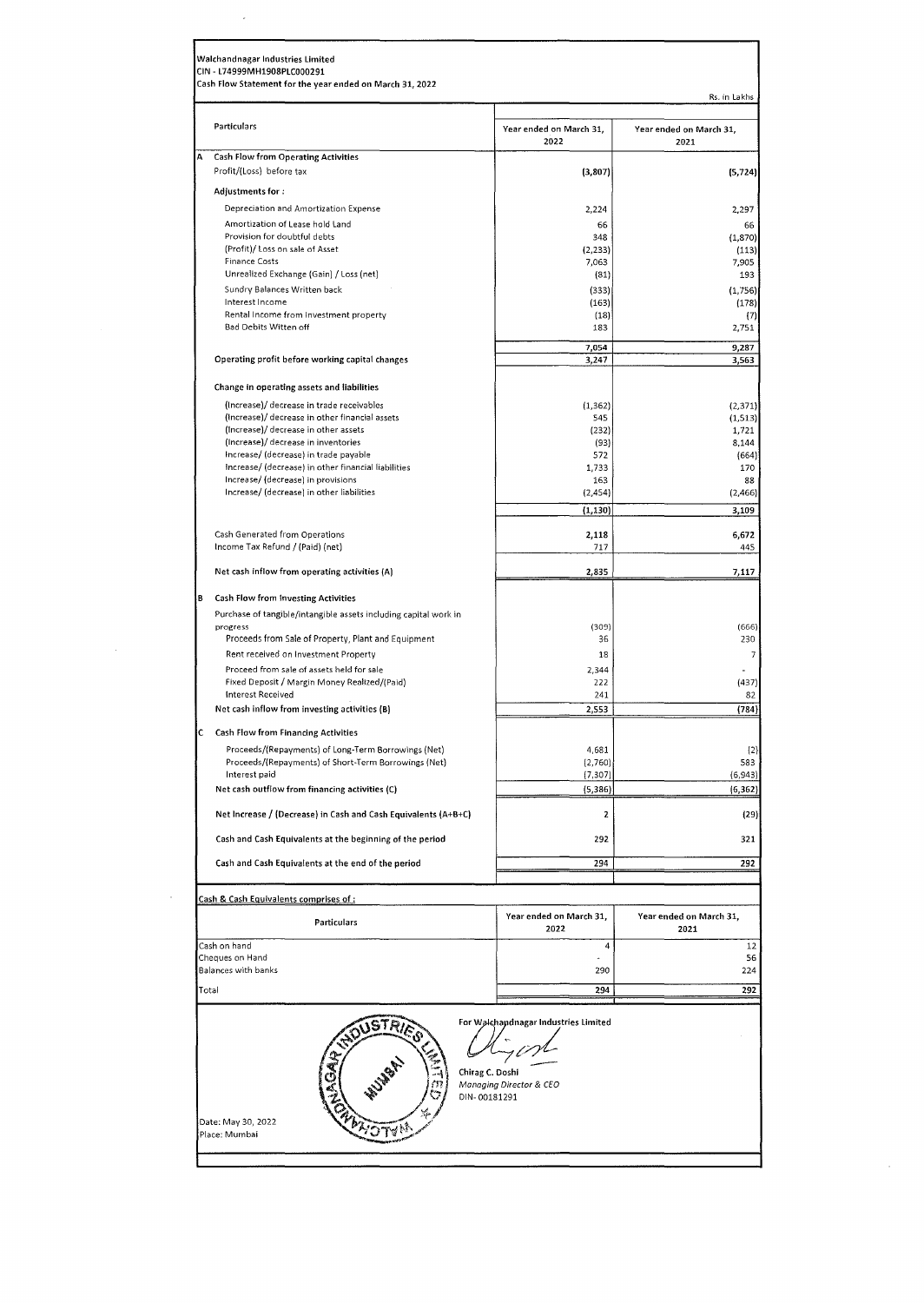Walchandnagar Industries Limited
CIN - L74999MH1908PLC000291
Cash Flow Statement for the year ended on March 31, 2022

Rs. in Lakhs

| | Particulars | Year ended on March 31, 2022 | Year ended on March 31, 2021 |
|---|---|---|---|
| A | **Cash Flow from Operating Activities** | | |
| | Profit/(Loss) before tax | (3,807) | (5,724) |
| | **Adjustments for :** | | |
| | Depreciation and Amortization Expense | 2,224 | 2,297 |
| | Amortization of Lease hold Land | 66 | 66 |
| | Provision for doubtful debts | 348 | (1,870) |
| | (Profit)/ Loss on sale of Asset | (2,233) | (113) |
| | Finance Costs | 7,063 | 7,905 |
| | Unrealized Exchange (Gain) / Loss (net) | (81) | 193 |
| | Sundry Balances Written back | (333) | (1,756) |
| | Interest Income | (163) | (178) |
| | Rental Income from Investment property | (18) | (7) |
| | Bad Debits Witten off | 183 | 2,751 |
| | | 7,054 | 9,287 |
| | Operating profit before working capital changes | 3,247 | 3,563 |
| | Change in operating assets and liabilities | | |
| | (Increase)/ decrease in trade receivables | (1,362) | (2,371) |
| | (Increase)/ decrease in other financial assets | 545 | (1,513) |
| | (Increase)/ decrease in other assets | (232) | 1,721 |
| | (Increase)/ decrease in inventories | (93) | 8,144 |
| | Increase/ (decrease) in trade payable | 572 | (664) |
| | Increase/ (decrease) in other financial liabilities | 1,733 | 170 |
| | Increase/ (decrease) in provisions | 163 | 88 |
| | Increase/ (decrease) in other liabilities | (2,454) | (2,466) |
| | | (1,130) | 3,109 |
| | Cash Generated from Operations | 2,118 | 6,672 |
| | Income Tax Refund / (Paid) (net) | 717 | 445 |
| | Net cash inflow from operating activities (A) | 2,835 | 7,117 |
| B | **Cash Flow from Investing Activities** | | |
| | Purchase of tangible/intangible assets including capital work in progress | (309) | (666) |
| | Proceeds from Sale of Property, Plant and Equipment | 36 | 230 |
| | Rent received on Investment Property | 18 | 7 |
| | Proceed from sale of assets held for sale | 2,344 | - |
| | Fixed Deposit / Margin Money Realized/(Paid) | 222 | (437) |
| | Interest Received | 241 | 82 |
| | Net cash inflow from investing activities (B) | 2,553 | (784) |
| C | **Cash Flow from Financing Activities** | | |
| | Proceeds/(Repayments) of Long-Term Borrowings (Net) | 4,681 | (2) |
| | Proceeds/(Repayments) of Short-Term Borrowings (Net) | (2,760) | 583 |
| | Interest paid | (7,307) | (6,943) |
| | Net cash outflow from financing activities (C) | (5,386) | (6,362) |
| | Net Increase / (Decrease) in Cash and Cash Equivalents (A+B+C) | 2 | (29) |
| | Cash and Cash Equivalents at the beginning of the period | 292 | 321 |
| | Cash and Cash Equivalents at the end of the period | 294 | 292 |

Cash & Cash Equivalents comprises of :

| Particulars | Year ended on March 31, 2022 | Year ended on March 31, 2021 |
|---|---|---|
| Cash on hand | 4 | 12 |
| Cheques on Hand | - | 56 |
| Balances with banks | 290 | 224 |
| Total | 294 | 292 |

For Walchandnagar Industries Limited

Chirag C. Doshi
*Managing Director & CEO*
DIN- 00181291

Date: May 30, 2022
Place: Mumbai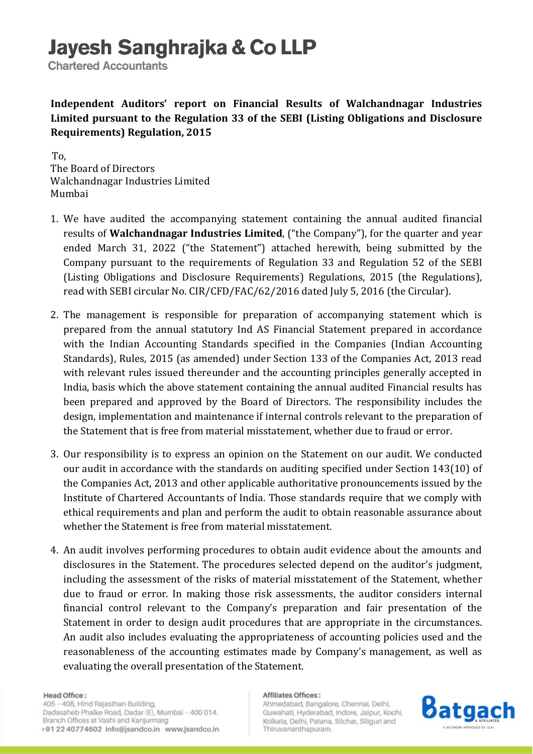# Jayesh Sanghrajka & Co LLP

**Chartered Accountants**

**Independent Auditors' report on Financial Results of Walchandnagar Industries Limited pursuant to the Regulation 33 of the SEBI (Listing Obligations and Disclosure Requirements) Regulation, 2015**

To,
The Board of Directors
Walchandnagar Industries Limited
Mumbai

1. We have audited the accompanying statement containing the annual audited financial results of **Walchandnagar Industries Limited**, ("the Company"), for the quarter and year ended March 31, 2022 ("the Statement") attached herewith, being submitted by the Company pursuant to the requirements of Regulation 33 and Regulation 52 of the SEBI (Listing Obligations and Disclosure Requirements) Regulations, 2015 (the Regulations), read with SEBI circular No. CIR/CFD/FAC/62/2016 dated July 5, 2016 (the Circular).

2. The management is responsible for preparation of accompanying statement which is prepared from the annual statutory Ind AS Financial Statement prepared in accordance with the Indian Accounting Standards specified in the Companies (Indian Accounting Standards), Rules, 2015 (as amended) under Section 133 of the Companies Act, 2013 read with relevant rules issued thereunder and the accounting principles generally accepted in India, basis which the above statement containing the annual audited Financial results has been prepared and approved by the Board of Directors. The responsibility includes the design, implementation and maintenance if internal controls relevant to the preparation of the Statement that is free from material misstatement, whether due to fraud or error.

3. Our responsibility is to express an opinion on the Statement on our audit. We conducted our audit in accordance with the standards on auditing specified under Section 143(10) of the Companies Act, 2013 and other applicable authoritative pronouncements issued by the Institute of Chartered Accountants of India. Those standards require that we comply with ethical requirements and plan and perform the audit to obtain reasonable assurance about whether the Statement is free from material misstatement.

4. An audit involves performing procedures to obtain audit evidence about the amounts and disclosures in the Statement. The procedures selected depend on the auditor's judgment, including the assessment of the risks of material misstatement of the Statement, whether due to fraud or error. In making those risk assessments, the auditor considers internal financial control relevant to the Company's preparation and fair presentation of the Statement in order to design audit procedures that are appropriate in the circumstances. An audit also includes evaluating the appropriateness of accounting policies used and the reasonableness of the accounting estimates made by Company's management, as well as evaluating the overall presentation of the Statement.

**Head Office:**
405 - 408, Hind Rajasthan Building, Dadasaheb Phalke Road, Dadar (E), Mumbai - 400 014.
Branch Offices at Vashi and Kanjurmarg
+91 22 40774602 info@jsandco.in www.jsandco.in

**Affiliates Offices:**
Ahmedabad, Bangalore, Chennai, Delhi, Guwahati, Hyderabad, Indore, Jaipur, Kochi, Kolkata, Delhi, Patana, Silchar, Siliguri and Thiruvananthapuram.

Batgach & Affiliates — A Network Approved by ICAI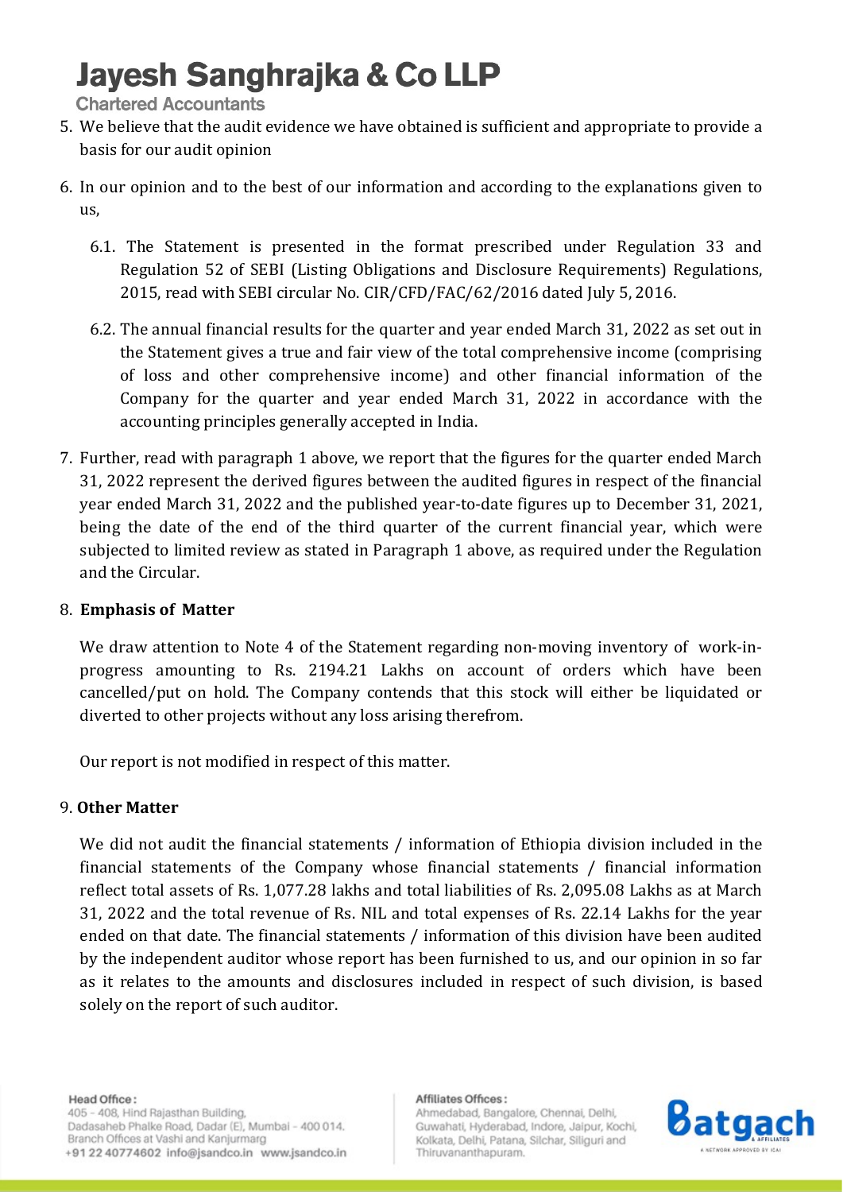5. We believe that the audit evidence we have obtained is sufficient and appropriate to provide a basis for our audit opinion

6. In our opinion and to the best of our information and according to the explanations given to us,

   6.1. The Statement is presented in the format prescribed under Regulation 33 and Regulation 52 of SEBI (Listing Obligations and Disclosure Requirements) Regulations, 2015, read with SEBI circular No. CIR/CFD/FAC/62/2016 dated July 5, 2016.

   6.2. The annual financial results for the quarter and year ended March 31, 2022 as set out in the Statement gives a true and fair view of the total comprehensive income (comprising of loss and other comprehensive income) and other financial information of the Company for the quarter and year ended March 31, 2022 in accordance with the accounting principles generally accepted in India.

7. Further, read with paragraph 1 above, we report that the figures for the quarter ended March 31, 2022 represent the derived figures between the audited figures in respect of the financial year ended March 31, 2022 and the published year-to-date figures up to December 31, 2021, being the date of the end of the third quarter of the current financial year, which were subjected to limited review as stated in Paragraph 1 above, as required under the Regulation and the Circular.

8. **Emphasis of Matter**

   We draw attention to Note 4 of the Statement regarding non-moving inventory of work-in-progress amounting to Rs. 2194.21 Lakhs on account of orders which have been cancelled/put on hold. The Company contends that this stock will either be liquidated or diverted to other projects without any loss arising therefrom.

   Our report is not modified in respect of this matter.

9. **Other Matter**

   We did not audit the financial statements / information of Ethiopia division included in the financial statements of the Company whose financial statements / financial information reflect total assets of Rs. 1,077.28 lakhs and total liabilities of Rs. 2,095.08 Lakhs as at March 31, 2022 and the total revenue of Rs. NIL and total expenses of Rs. 22.14 Lakhs for the year ended on that date. The financial statements / information of this division have been audited by the independent auditor whose report has been furnished to us, and our opinion in so far as it relates to the amounts and disclosures included in respect of such division, is based solely on the report of such auditor.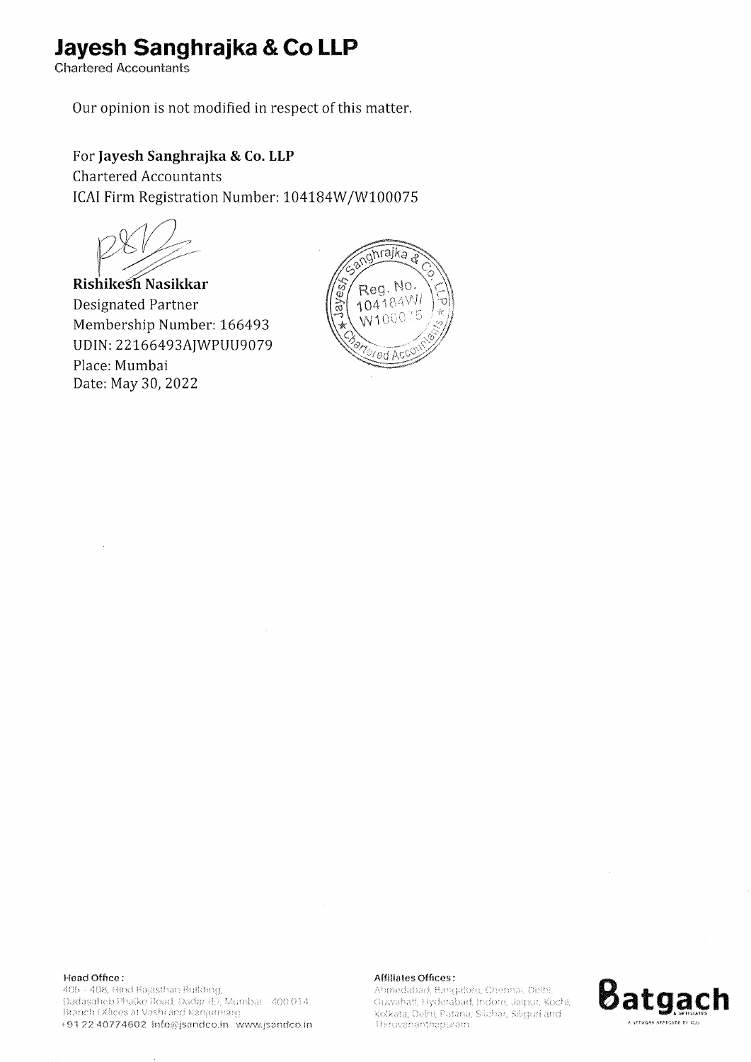Our opinion is not modified in respect of this matter.

For **Jayesh Sanghrajka & Co. LLP**
Chartered Accountants
ICAI Firm Registration Number: 104184W/W100075

**Rishikesh Nasikkar**
Designated Partner
Membership Number: 166493
UDIN: 22166493AJWPUU9079
Place: Mumbai
Date: May 30, 2022